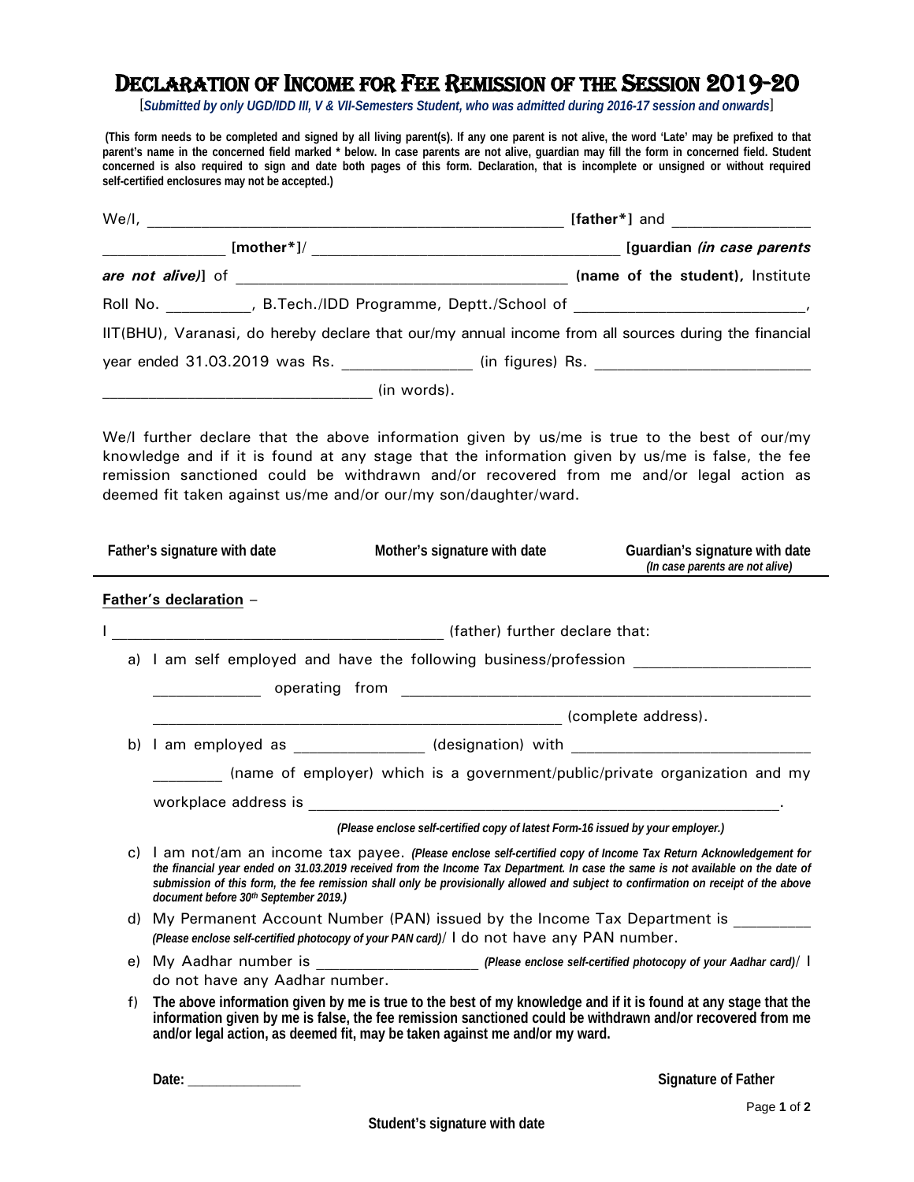# Declaration of Income for Fee Remission of the Session 2019-20

[*Submitted by only UGD/IDD III, V & VII-Semesters Student, who was admitted during 2016-17 session and onwards*]

**(This form needs to be completed and signed by all living parent(s). If any one parent is not alive, the word 'Late' may be prefixed to that parent's name in the concerned field marked * below. In case parents are not alive, guardian may fill the form in concerned field. Student concerned is also required to sign and date both pages of this form. Declaration, that is incomplete or unsigned or without required self-certified enclosures may not be accepted.)**

We/I, ______________________________________________ **[father*]** and ______________ **[mother*]**/ __________________________________ **[guardian *(in case parents are not alive)*]** of ____________________________________ **(name of the student),** Institute Roll No. _________, B.Tech./IDD Programme, Deptt./School of _________________________, IIT(BHU), Varanasi, do hereby declare that our/my annual income from all sources during the financial year ended 31.03.2019 was Rs. ______________ (in figures) Rs. _______________________ _____________________________ (in words).

We/I further declare that the above information given by us/me is true to the best of our/my knowledge and if it is found at any stage that the information given by us/me is false, the fee remission sanctioned could be withdrawn and/or recovered from me and/or legal action as deemed fit taken against us/me and/or our/my son/daughter/ward.

**Father's signature with date** | **Mother's signature with date** | **Guardian's signature with date** *(In case parents are not alive)*

**Father's declaration** –

I ____________________________________ (father) further declare that:

a) I am self employed and have the following business/profession ___________________ ____________ operating from _______________________________________________ _______________________________________________ (complete address).

b) I am employed as ______________ (designation) with ___________________________ ________ (name of employer) which is a government/public/private organization and my workplace address is _______________________________________________________.

*(Please enclose self-certified copy of latest Form-16 issued by your employer.)*

c) I am not/am an income tax payee. *(Please enclose self-certified copy of Income Tax Return Acknowledgement for the financial year ended on 31.03.2019 received from the Income Tax Department. In case the same is not available on the date of submission of this form, the fee remission shall only be provisionally allowed and subject to confirmation on receipt of the above document before 30th September 2019.)*

d) My Permanent Account Number (PAN) issued by the Income Tax Department is _________ *(Please enclose self-certified photocopy of your PAN card)*/ I do not have any PAN number.

e) My Aadhar number is __________________ *(Please enclose self-certified photocopy of your Aadhar card)*/ I do not have any Aadhar number.

f) **The above information given by me is true to the best of my knowledge and if it is found at any stage that the information given by me is false, the fee remission sanctioned could be withdrawn and/or recovered from me and/or legal action, as deemed fit, may be taken against me and/or my ward.**

**Date:** ______________ **Signature of Father**

**Student's signature with date**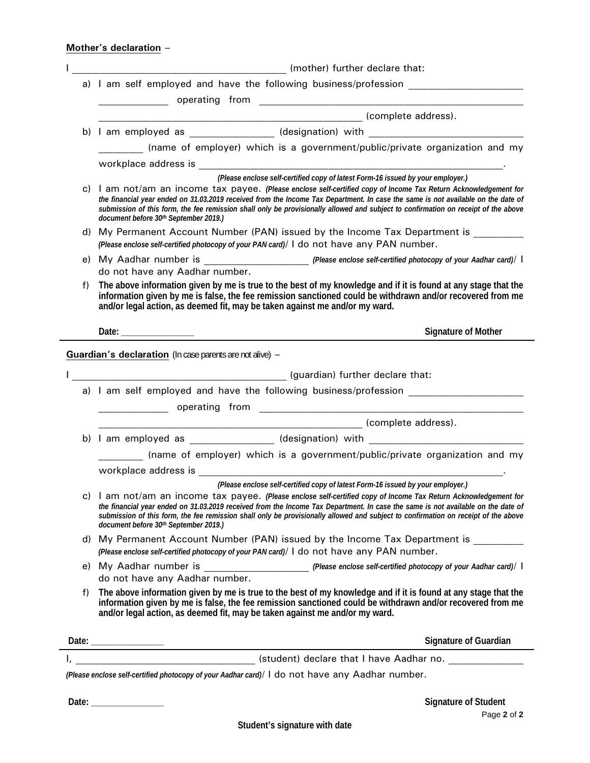**Mother's declaration** –

I ________________________________________ (mother) further declare that:

a) I am self employed and have the following business/profession ____________________ ____________ operating from ______________________________________________ ________________________________________________ (complete address).

b) I am employed as _______________ (designation) with ____________________________ ________ (name of employer) which is a government/public/private organization and my workplace address is ________________________________________________________.

*(Please enclose self-certified copy of latest Form-16 issued by your employer.)*

c) I am not/am an income tax payee. ***(Please enclose self-certified copy of Income Tax Return Acknowledgement for the financial year ended on 31.03.2019 received from the Income Tax Department. In case the same is not available on the date of submission of this form, the fee remission shall only be provisionally allowed and subject to confirmation on receipt of the above document before 30th September 2019.)***

d) My Permanent Account Number (PAN) issued by the Income Tax Department is _________ ***(Please enclose self-certified photocopy of your PAN card)***/ I do not have any PAN number.

e) My Aadhar number is ___________________ ***(Please enclose self-certified photocopy of your Aadhar card)***/ I do not have any Aadhar number.

f) **The above information given by me is true to the best of my knowledge and if it is found at any stage that the information given by me is false, the fee remission sanctioned could be withdrawn and/or recovered from me and/or legal action, as deemed fit, may be taken against me and/or my ward.**

**Date: ______________** **Signature of Mother**

---

**Guardian's declaration** (In case parents are not alive) –

I ________________________________________ (guardian) further declare that:

a) I am self employed and have the following business/profession ____________________ ____________ operating from ______________________________________________ ________________________________________________ (complete address).

b) I am employed as _______________ (designation) with ____________________________ ________ (name of employer) which is a government/public/private organization and my workplace address is ________________________________________________________.

*(Please enclose self-certified copy of latest Form-16 issued by your employer.)*

c) I am not/am an income tax payee. ***(Please enclose self-certified copy of Income Tax Return Acknowledgement for the financial year ended on 31.03.2019 received from the Income Tax Department. In case the same is not available on the date of submission of this form, the fee remission shall only be provisionally allowed and subject to confirmation on receipt of the above document before 30th September 2019.)***

d) My Permanent Account Number (PAN) issued by the Income Tax Department is _________ ***(Please enclose self-certified photocopy of your PAN card)***/ I do not have any PAN number.

e) My Aadhar number is ___________________ ***(Please enclose self-certified photocopy of your Aadhar card)***/ I do not have any Aadhar number.

f) **The above information given by me is true to the best of my knowledge and if it is found at any stage that the information given by me is false, the fee remission sanctioned could be withdrawn and/or recovered from me and/or legal action, as deemed fit, may be taken against me and/or my ward.**

**Date: ______________** **Signature of Guardian**

---

I, _________________________________ (student) declare that I have Aadhar no. ______________ ***(Please enclose self-certified photocopy of your Aadhar card)***/ I do not have any Aadhar number.

**Date: ______________** **Signature of Student**

**Student's signature with date**